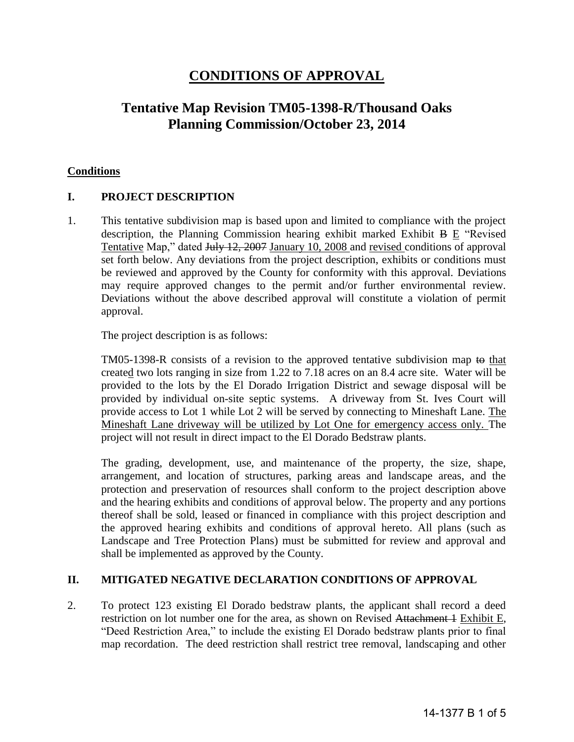# CONDITIONS OF APPROVAL

## Tentative Map Revision TM05-1398-R/Thousand Oaks Planning Commission/October 23, 2014

**Conditions**

### I. PROJECT DESCRIPTION

1. This tentative subdivision map is based upon and limited to compliance with the project description, the Planning Commission hearing exhibit marked Exhibit ~~B~~ <u>E</u> "Revised <u>Tentative</u> Map," dated ~~July 12, 2007~~ <u>January 10, 2008</u> and <u>revised</u> conditions of approval set forth below. Any deviations from the project description, exhibits or conditions must be reviewed and approved by the County for conformity with this approval. Deviations may require approved changes to the permit and/or further environmental review. Deviations without the above described approval will constitute a violation of permit approval.

   The project description is as follows:

   TM05-1398-R consists of a revision to the approved tentative subdivision map ~~to~~ <u>that</u> create<u>d</u> two lots ranging in size from 1.22 to 7.18 acres on an 8.4 acre site. Water will be provided to the lots by the El Dorado Irrigation District and sewage disposal will be provided by individual on-site septic systems. A driveway from St. Ives Court will provide access to Lot 1 while Lot 2 will be served by connecting to Mineshaft Lane. <u>The Mineshaft Lane driveway will be utilized by Lot One for emergency access only.</u> The project will not result in direct impact to the El Dorado Bedstraw plants.

   The grading, development, use, and maintenance of the property, the size, shape, arrangement, and location of structures, parking areas and landscape areas, and the protection and preservation of resources shall conform to the project description above and the hearing exhibits and conditions of approval below. The property and any portions thereof shall be sold, leased or financed in compliance with this project description and the approved hearing exhibits and conditions of approval hereto. All plans (such as Landscape and Tree Protection Plans) must be submitted for review and approval and shall be implemented as approved by the County.

### II. MITIGATED NEGATIVE DECLARATION CONDITIONS OF APPROVAL

2. To protect 123 existing El Dorado bedstraw plants, the applicant shall record a deed restriction on lot number one for the area, as shown on Revised ~~Attachment 1~~ <u>Exhibit E</u>, "Deed Restriction Area," to include the existing El Dorado bedstraw plants prior to final map recordation. The deed restriction shall restrict tree removal, landscaping and other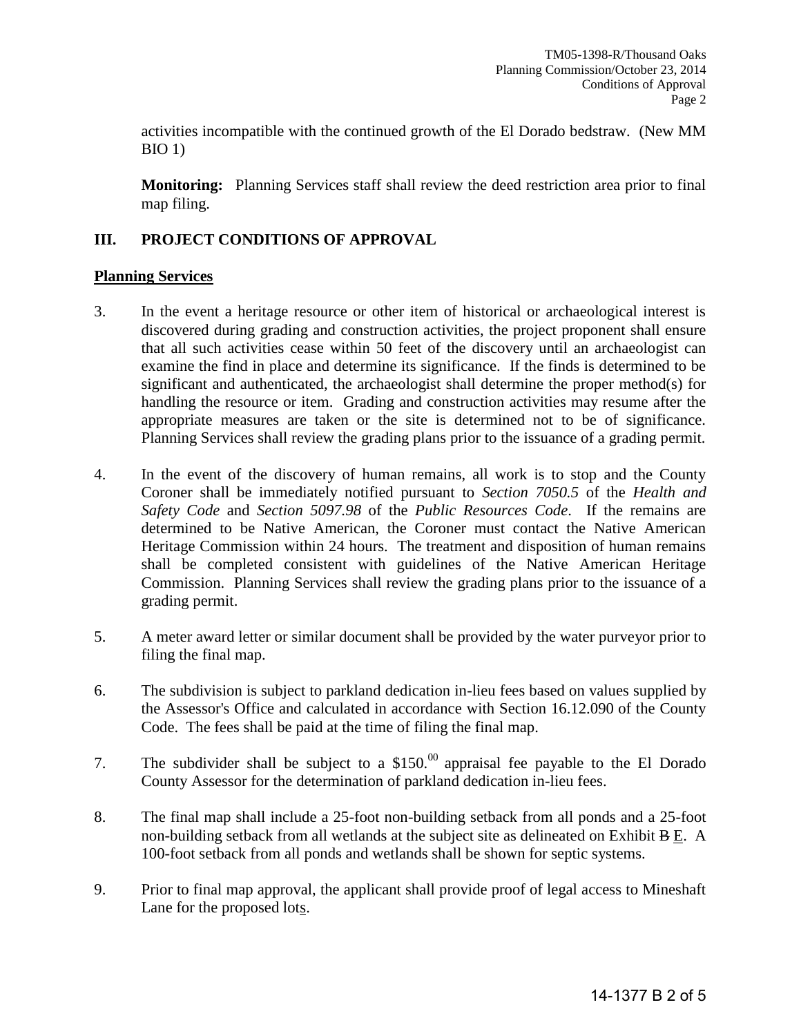activities incompatible with the continued growth of the El Dorado bedstraw. (New MM BIO 1)

**Monitoring:** Planning Services staff shall review the deed restriction area prior to final map filing.

## III. PROJECT CONDITIONS OF APPROVAL

**Planning Services**

3. In the event a heritage resource or other item of historical or archaeological interest is discovered during grading and construction activities, the project proponent shall ensure that all such activities cease within 50 feet of the discovery until an archaeologist can examine the find in place and determine its significance. If the finds is determined to be significant and authenticated, the archaeologist shall determine the proper method(s) for handling the resource or item. Grading and construction activities may resume after the appropriate measures are taken or the site is determined not to be of significance. Planning Services shall review the grading plans prior to the issuance of a grading permit.

4. In the event of the discovery of human remains, all work is to stop and the County Coroner shall be immediately notified pursuant to *Section 7050.5* of the *Health and Safety Code* and *Section 5097.98* of the *Public Resources Code*. If the remains are determined to be Native American, the Coroner must contact the Native American Heritage Commission within 24 hours. The treatment and disposition of human remains shall be completed consistent with guidelines of the Native American Heritage Commission. Planning Services shall review the grading plans prior to the issuance of a grading permit.

5. A meter award letter or similar document shall be provided by the water purveyor prior to filing the final map.

6. The subdivision is subject to parkland dedication in-lieu fees based on values supplied by the Assessor's Office and calculated in accordance with Section 16.12.090 of the County Code. The fees shall be paid at the time of filing the final map.

7. The subdivider shall be subject to a $150.[00] appraisal fee payable to the El Dorado County Assessor for the determination of parkland dedication in-lieu fees.

8. The final map shall include a 25-foot non-building setback from all ponds and a 25-foot non-building setback from all wetlands at the subject site as delineated on Exhibit ~~B~~ E. A 100-foot setback from all ponds and wetlands shall be shown for septic systems.

9. Prior to final map approval, the applicant shall provide proof of legal access to Mineshaft Lane for the proposed lots.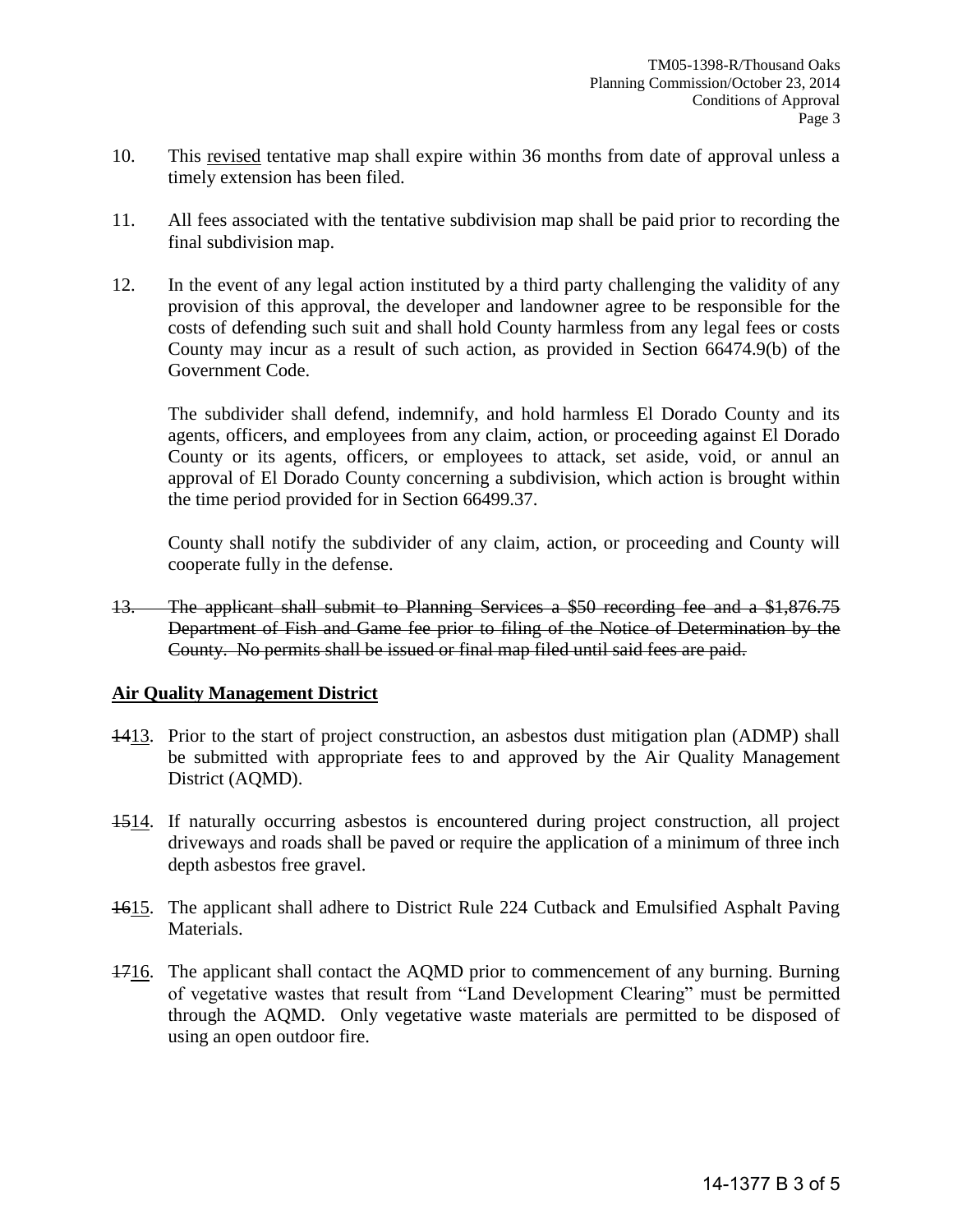10. This <u>revised</u> tentative map shall expire within 36 months from date of approval unless a timely extension has been filed.

11. All fees associated with the tentative subdivision map shall be paid prior to recording the final subdivision map.

12. In the event of any legal action instituted by a third party challenging the validity of any provision of this approval, the developer and landowner agree to be responsible for the costs of defending such suit and shall hold County harmless from any legal fees or costs County may incur as a result of such action, as provided in Section 66474.9(b) of the Government Code.

    The subdivider shall defend, indemnify, and hold harmless El Dorado County and its agents, officers, and employees from any claim, action, or proceeding against El Dorado County or its agents, officers, or employees to attack, set aside, void, or annul an approval of El Dorado County concerning a subdivision, which action is brought within the time period provided for in Section 66499.37.

    County shall notify the subdivider of any claim, action, or proceeding and County will cooperate fully in the defense.

~~13. The applicant shall submit to Planning Services a $50 recording fee and a $1,876.75 Department of Fish and Game fee prior to filing of the Notice of Determination by the County. No permits shall be issued or final map filed until said fees are paid.~~

**<u>Air Quality Management District</u>**

~~14~~<u>13</u>. Prior to the start of project construction, an asbestos dust mitigation plan (ADMP) shall be submitted with appropriate fees to and approved by the Air Quality Management District (AQMD).

~~15~~<u>14</u>. If naturally occurring asbestos is encountered during project construction, all project driveways and roads shall be paved or require the application of a minimum of three inch depth asbestos free gravel.

~~16~~<u>15</u>. The applicant shall adhere to District Rule 224 Cutback and Emulsified Asphalt Paving Materials.

~~17~~<u>16</u>. The applicant shall contact the AQMD prior to commencement of any burning. Burning of vegetative wastes that result from "Land Development Clearing" must be permitted through the AQMD. Only vegetative waste materials are permitted to be disposed of using an open outdoor fire.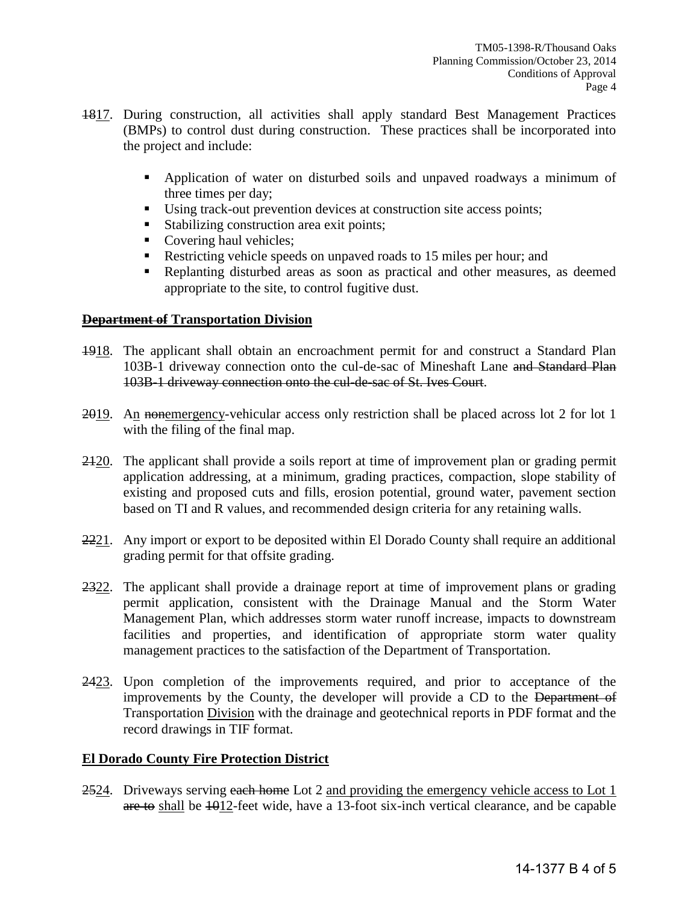~~18~~<u>17</u>. During construction, all activities shall apply standard Best Management Practices (BMPs) to control dust during construction. These practices shall be incorporated into the project and include:

- Application of water on disturbed soils and unpaved roadways a minimum of three times per day;
- Using track-out prevention devices at construction site access points;
- Stabilizing construction area exit points;
- Covering haul vehicles;
- Restricting vehicle speeds on unpaved roads to 15 miles per hour; and
- Replanting disturbed areas as soon as practical and other measures, as deemed appropriate to the site, to control fugitive dust.

**<u>~~Department of~~ Transportation Division</u>**

~~19~~<u>18</u>. The applicant shall obtain an encroachment permit for and construct a Standard Plan 103B-1 driveway connection onto the cul-de-sac of Mineshaft Lane ~~and Standard Plan 103B-1 driveway connection onto the cul-de-sac of St. Ives Court~~.

~~20~~<u>19</u>. A<u>n</u> ~~non~~<u>emergency</u>-vehicular access only restriction shall be placed across lot 2 for lot 1 with the filing of the final map.

~~21~~<u>20</u>. The applicant shall provide a soils report at time of improvement plan or grading permit application addressing, at a minimum, grading practices, compaction, slope stability of existing and proposed cuts and fills, erosion potential, ground water, pavement section based on TI and R values, and recommended design criteria for any retaining walls.

~~22~~<u>21</u>. Any import or export to be deposited within El Dorado County shall require an additional grading permit for that offsite grading.

~~23~~<u>22</u>. The applicant shall provide a drainage report at time of improvement plans or grading permit application, consistent with the Drainage Manual and the Storm Water Management Plan, which addresses storm water runoff increase, impacts to downstream facilities and properties, and identification of appropriate storm water quality management practices to the satisfaction of the Department of Transportation.

~~24~~<u>23</u>. Upon completion of the improvements required, and prior to acceptance of the improvements by the County, the developer will provide a CD to the ~~Department of~~ Transportation <u>Division</u> with the drainage and geotechnical reports in PDF format and the record drawings in TIF format.

**<u>El Dorado County Fire Protection District</u>**

~~25~~<u>24</u>. Driveways serving ~~each home~~ Lot 2 <u>and providing the emergency vehicle access to Lot 1</u> ~~are to~~ <u>shall</u> be ~~10~~<u>12</u>-feet wide, have a 13-foot six-inch vertical clearance, and be capable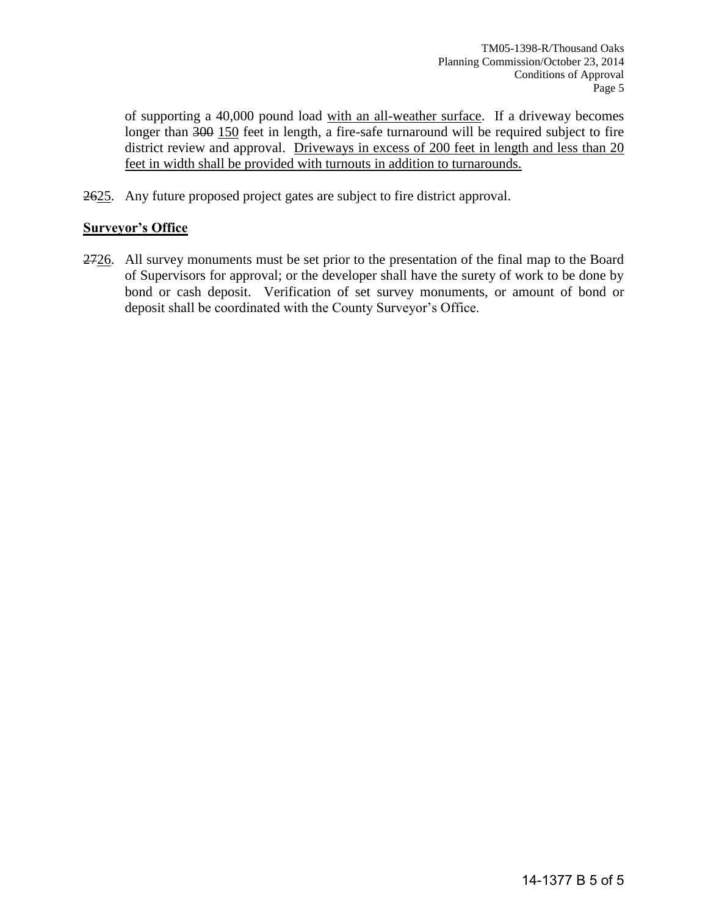of supporting a 40,000 pound load <u>with an all-weather surface</u>. If a driveway becomes longer than ~~300~~ <u>150</u> feet in length, a fire-safe turnaround will be required subject to fire district review and approval. <u>Driveways in excess of 200 feet in length and less than 20 feet in width shall be provided with turnouts in addition to turnarounds.</u>

~~26~~<u>25</u>. Any future proposed project gates are subject to fire district approval.

**<u>Surveyor's Office</u>**

~~27~~<u>26</u>. All survey monuments must be set prior to the presentation of the final map to the Board of Supervisors for approval; or the developer shall have the surety of work to be done by bond or cash deposit. Verification of set survey monuments, or amount of bond or deposit shall be coordinated with the County Surveyor's Office.